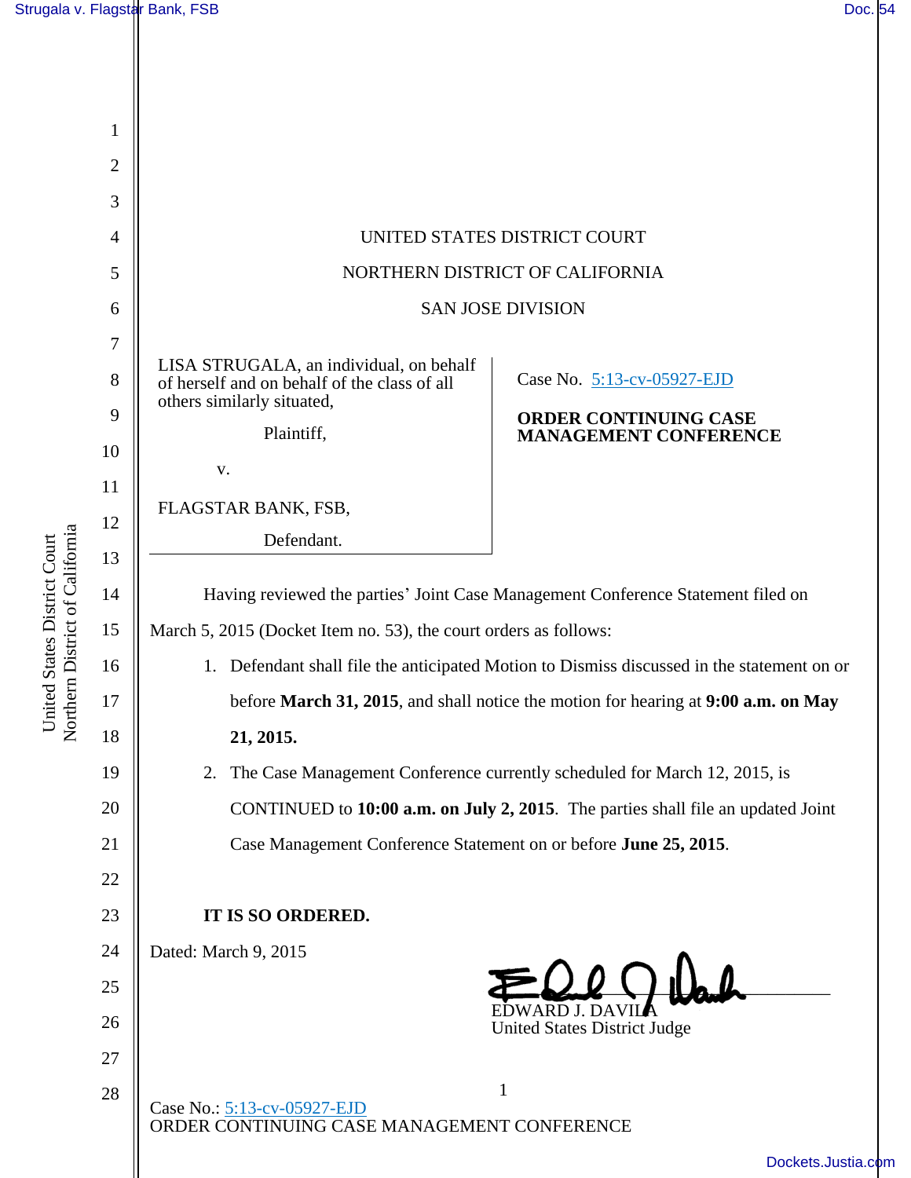UNITED STATES DISTRICT COURT

NORTHERN DISTRICT OF CALIFORNIA

SAN JOSE DIVISION

LISA STRUGALA, an individual, on behalf of herself and on behalf of the class of all others similarly situated,

Plaintiff,

v.

FLAGSTAR BANK, FSB,

Defendant.

Case No. 5:13-cv-05927-EJD

**ORDER CONTINUING CASE MANAGEMENT CONFERENCE**

Having reviewed the parties' Joint Case Management Conference Statement filed on March 5, 2015 (Docket Item no. 53), the court orders as follows:

1. Defendant shall file the anticipated Motion to Dismiss discussed in the statement on or before **March 31, 2015**, and shall notice the motion for hearing at **9:00 a.m. on May 21, 2015.**
2. The Case Management Conference currently scheduled for March 12, 2015, is CONTINUED to **10:00 a.m. on July 2, 2015**. The parties shall file an updated Joint Case Management Conference Statement on or before **June 25, 2015**.

**IT IS SO ORDERED.**

Dated: March 9, 2015

EDWARD J. DAVILA
United States District Judge

Case No.: 5:13-cv-05927-EJD
ORDER CONTINUING CASE MANAGEMENT CONFERENCE